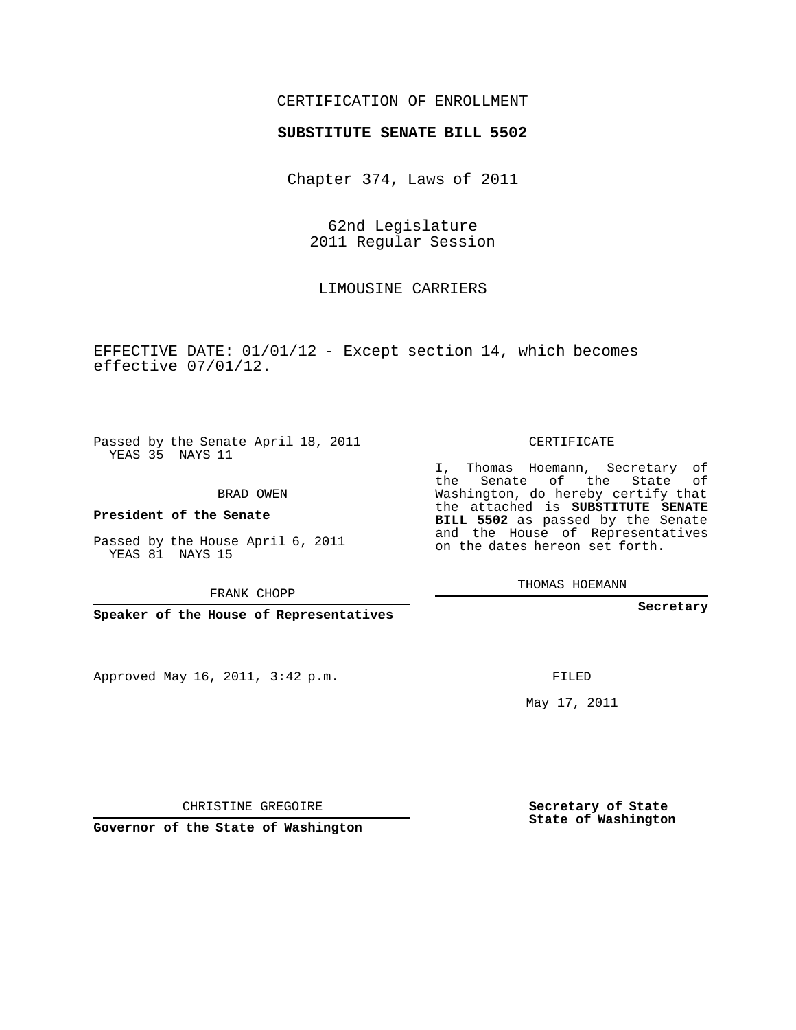CERTIFICATION OF ENROLLMENT

**SUBSTITUTE SENATE BILL 5502**

Chapter 374, Laws of 2011

62nd Legislature
2011 Regular Session

LIMOUSINE CARRIERS

EFFECTIVE DATE: 01/01/12 - Except section 14, which becomes effective 07/01/12.

Passed by the Senate April 18, 2011
YEAS 35 NAYS 11

BRAD OWEN

**President of the Senate**

Passed by the House April 6, 2011
YEAS 81 NAYS 15

FRANK CHOPP

**Speaker of the House of Representatives**

Approved May 16, 2011, 3:42 p.m.

CHRISTINE GREGOIRE

**Governor of the State of Washington**

CERTIFICATE

I, Thomas Hoemann, Secretary of the Senate of the State of Washington, do hereby certify that the attached is **SUBSTITUTE SENATE BILL 5502** as passed by the Senate and the House of Representatives on the dates hereon set forth.

THOMAS HOEMANN

**Secretary**

FILED

May 17, 2011

**Secretary of State**
**State of Washington**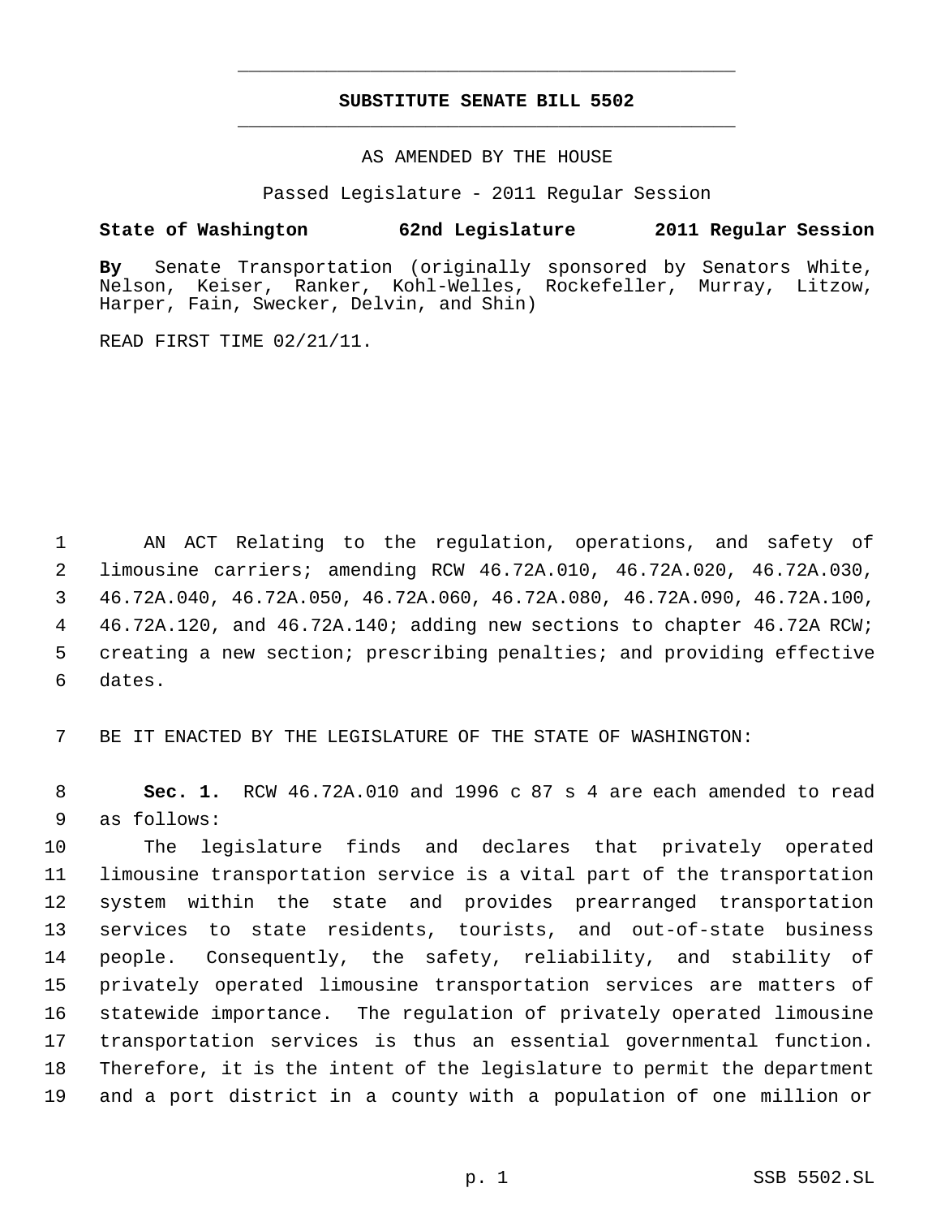# SUBSTITUTE SENATE BILL 5502

AS AMENDED BY THE HOUSE

Passed Legislature - 2011 Regular Session

**State of Washington 62nd Legislature 2011 Regular Session**

**By** Senate Transportation (originally sponsored by Senators White, Nelson, Keiser, Ranker, Kohl-Welles, Rockefeller, Murray, Litzow, Harper, Fain, Swecker, Delvin, and Shin)

READ FIRST TIME 02/21/11.

AN ACT Relating to the regulation, operations, and safety of limousine carriers; amending RCW 46.72A.010, 46.72A.020, 46.72A.030, 46.72A.040, 46.72A.050, 46.72A.060, 46.72A.080, 46.72A.090, 46.72A.100, 46.72A.120, and 46.72A.140; adding new sections to chapter 46.72A RCW; creating a new section; prescribing penalties; and providing effective dates.

BE IT ENACTED BY THE LEGISLATURE OF THE STATE OF WASHINGTON:

**Sec. 1.** RCW 46.72A.010 and 1996 c 87 s 4 are each amended to read as follows:

The legislature finds and declares that privately operated limousine transportation service is a vital part of the transportation system within the state and provides prearranged transportation services to state residents, tourists, and out-of-state business people. Consequently, the safety, reliability, and stability of privately operated limousine transportation services are matters of statewide importance. The regulation of privately operated limousine transportation services is thus an essential governmental function. Therefore, it is the intent of the legislature to permit the department and a port district in a county with a population of one million or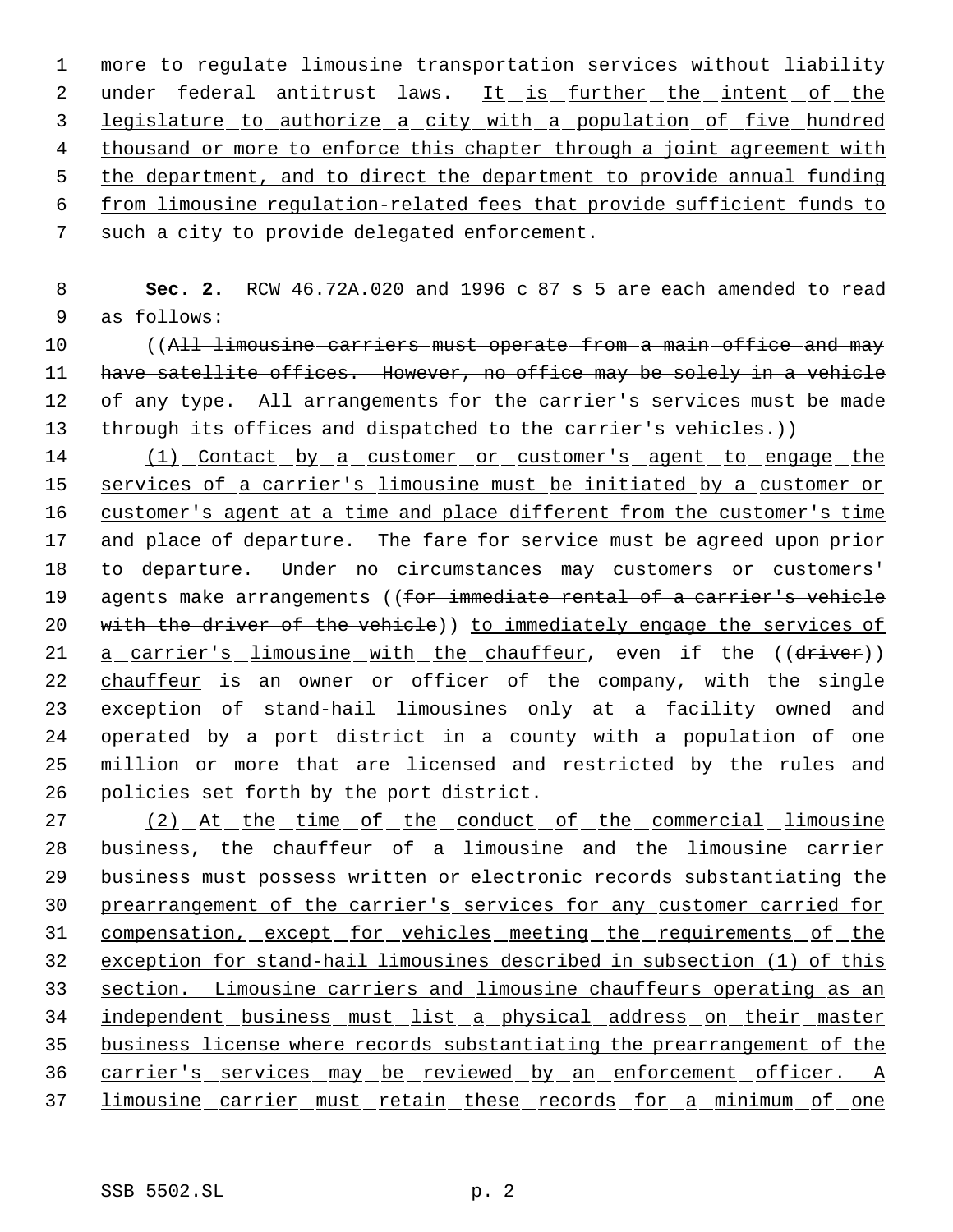more to regulate limousine transportation services without liability under federal antitrust laws. It is further the intent of the legislature to authorize a city with a population of five hundred thousand or more to enforce this chapter through a joint agreement with the department, and to direct the department to provide annual funding from limousine regulation-related fees that provide sufficient funds to such a city to provide delegated enforcement.

**Sec. 2.** RCW 46.72A.020 and 1996 c 87 s 5 are each amended to read as follows:

((~~All limousine carriers must operate from a main office and may have satellite offices. However, no office may be solely in a vehicle of any type. All arrangements for the carrier's services must be made through its offices and dispatched to the carrier's vehicles.~~))

(1) Contact by a customer or customer's agent to engage the services of a carrier's limousine must be initiated by a customer or customer's agent at a time and place different from the customer's time and place of departure. The fare for service must be agreed upon prior to departure. Under no circumstances may customers or customers' agents make arrangements ((~~for immediate rental of a carrier's vehicle with the driver of the vehicle~~)) to immediately engage the services of a carrier's limousine with the chauffeur, even if the ((~~driver~~)) chauffeur is an owner or officer of the company, with the single exception of stand-hail limousines only at a facility owned and operated by a port district in a county with a population of one million or more that are licensed and restricted by the rules and policies set forth by the port district.

(2) At the time of the conduct of the commercial limousine business, the chauffeur of a limousine and the limousine carrier business must possess written or electronic records substantiating the prearrangement of the carrier's services for any customer carried for compensation, except for vehicles meeting the requirements of the exception for stand-hail limousines described in subsection (1) of this section. Limousine carriers and limousine chauffeurs operating as an independent business must list a physical address on their master business license where records substantiating the prearrangement of the carrier's services may be reviewed by an enforcement officer. A limousine carrier must retain these records for a minimum of one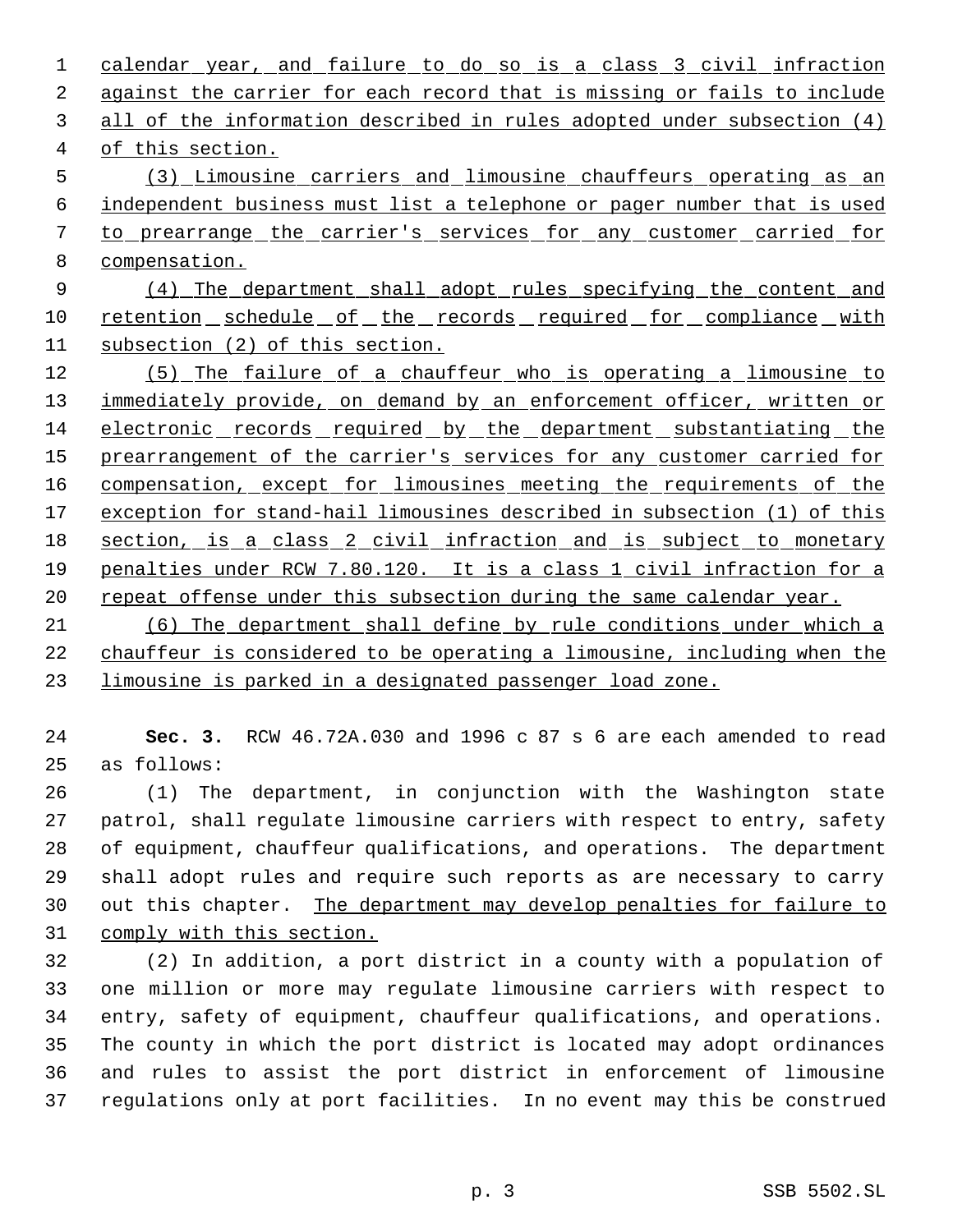calendar year, and failure to do so is a class 3 civil infraction against the carrier for each record that is missing or fails to include all of the information described in rules adopted under subsection (4) of this section.

(3) Limousine carriers and limousine chauffeurs operating as an independent business must list a telephone or pager number that is used to prearrange the carrier's services for any customer carried for compensation.

(4) The department shall adopt rules specifying the content and retention schedule of the records required for compliance with subsection (2) of this section.

(5) The failure of a chauffeur who is operating a limousine to immediately provide, on demand by an enforcement officer, written or electronic records required by the department substantiating the prearrangement of the carrier's services for any customer carried for compensation, except for limousines meeting the requirements of the exception for stand-hail limousines described in subsection (1) of this section, is a class 2 civil infraction and is subject to monetary penalties under RCW 7.80.120. It is a class 1 civil infraction for a repeat offense under this subsection during the same calendar year.

(6) The department shall define by rule conditions under which a chauffeur is considered to be operating a limousine, including when the limousine is parked in a designated passenger load zone.

**Sec. 3.** RCW 46.72A.030 and 1996 c 87 s 6 are each amended to read as follows:

(1) The department, in conjunction with the Washington state patrol, shall regulate limousine carriers with respect to entry, safety of equipment, chauffeur qualifications, and operations. The department shall adopt rules and require such reports as are necessary to carry out this chapter. The department may develop penalties for failure to comply with this section.

(2) In addition, a port district in a county with a population of one million or more may regulate limousine carriers with respect to entry, safety of equipment, chauffeur qualifications, and operations. The county in which the port district is located may adopt ordinances and rules to assist the port district in enforcement of limousine regulations only at port facilities. In no event may this be construed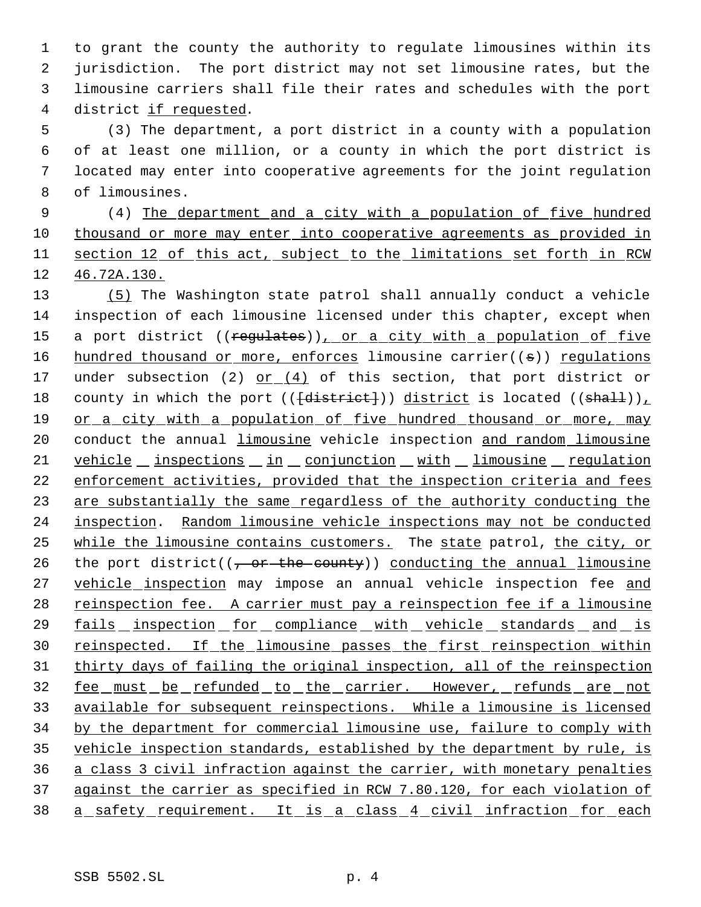to grant the county the authority to regulate limousines within its jurisdiction. The port district may not set limousine rates, but the limousine carriers shall file their rates and schedules with the port district if requested.

(3) The department, a port district in a county with a population of at least one million, or a county in which the port district is located may enter into cooperative agreements for the joint regulation of limousines.

(4) The department and a city with a population of five hundred thousand or more may enter into cooperative agreements as provided in section 12 of this act, subject to the limitations set forth in RCW 46.72A.130.

(5) The Washington state patrol shall annually conduct a vehicle inspection of each limousine licensed under this chapter, except when a port district ((~~regulates~~)), or a city with a population of five hundred thousand or more, enforces limousine carrier((~~s~~)) regulations under subsection (2) or (4) of this section, that port district or county in which the port ((~~[district]~~)) district is located ((~~shall~~)), or a city with a population of five hundred thousand or more, may conduct the annual limousine vehicle inspection and random limousine vehicle inspections in conjunction with limousine regulation enforcement activities, provided that the inspection criteria and fees are substantially the same regardless of the authority conducting the inspection. Random limousine vehicle inspections may not be conducted while the limousine contains customers. The state patrol, the city, or the port district((~~, or the county~~)) conducting the annual limousine vehicle inspection may impose an annual vehicle inspection fee and reinspection fee. A carrier must pay a reinspection fee if a limousine fails inspection for compliance with vehicle standards and is reinspected. If the limousine passes the first reinspection within thirty days of failing the original inspection, all of the reinspection fee must be refunded to the carrier. However, refunds are not available for subsequent reinspections. While a limousine is licensed by the department for commercial limousine use, failure to comply with vehicle inspection standards, established by the department by rule, is a class 3 civil infraction against the carrier, with monetary penalties against the carrier as specified in RCW 7.80.120, for each violation of a safety requirement. It is a class 4 civil infraction for each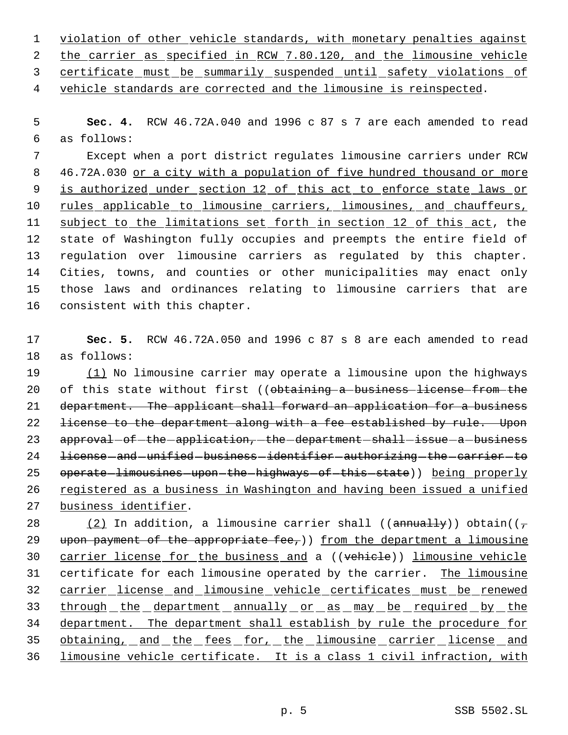violation of other vehicle standards, with monetary penalties against the carrier as specified in RCW 7.80.120, and the limousine vehicle certificate must be summarily suspended until safety violations of vehicle standards are corrected and the limousine is reinspected.

**Sec. 4.** RCW 46.72A.040 and 1996 c 87 s 7 are each amended to read as follows:

Except when a port district regulates limousine carriers under RCW 46.72A.030 or a city with a population of five hundred thousand or more is authorized under section 12 of this act to enforce state laws or rules applicable to limousine carriers, limousines, and chauffeurs, subject to the limitations set forth in section 12 of this act, the state of Washington fully occupies and preempts the entire field of regulation over limousine carriers as regulated by this chapter. Cities, towns, and counties or other municipalities may enact only those laws and ordinances relating to limousine carriers that are consistent with this chapter.

**Sec. 5.** RCW 46.72A.050 and 1996 c 87 s 8 are each amended to read as follows:

(1) No limousine carrier may operate a limousine upon the highways of this state without first ((~~obtaining a business license from the department. The applicant shall forward an application for a business license to the department along with a fee established by rule. Upon approval of the application, the department shall issue a business license and unified business identifier authorizing the carrier to operate limousines upon the highways of this state~~)) being properly registered as a business in Washington and having been issued a unified business identifier.

(2) In addition, a limousine carrier shall ((~~annually~~)) obtain((~~, upon payment of the appropriate fee,~~)) from the department a limousine carrier license for the business and a ((~~vehicle~~)) limousine vehicle certificate for each limousine operated by the carrier. The limousine carrier license and limousine vehicle certificates must be renewed through the department annually or as may be required by the department. The department shall establish by rule the procedure for obtaining, and the fees for, the limousine carrier license and limousine vehicle certificate. It is a class 1 civil infraction, with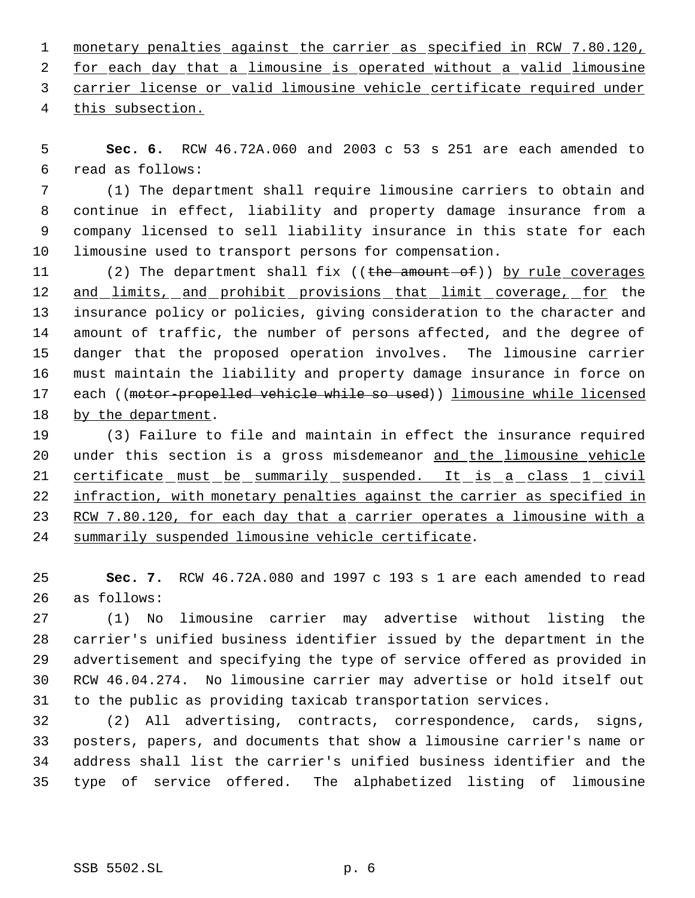monetary penalties against the carrier as specified in RCW 7.80.120, for each day that a limousine is operated without a valid limousine carrier license or valid limousine vehicle certificate required under this subsection.

**Sec. 6.** RCW 46.72A.060 and 2003 c 53 s 251 are each amended to read as follows:

(1) The department shall require limousine carriers to obtain and continue in effect, liability and property damage insurance from a company licensed to sell liability insurance in this state for each limousine used to transport persons for compensation.

(2) The department shall fix ((~~the amount of~~)) by rule coverages and limits, and prohibit provisions that limit coverage, for the insurance policy or policies, giving consideration to the character and amount of traffic, the number of persons affected, and the degree of danger that the proposed operation involves. The limousine carrier must maintain the liability and property damage insurance in force on each ((~~motor-propelled vehicle while so used~~)) limousine while licensed by the department.

(3) Failure to file and maintain in effect the insurance required under this section is a gross misdemeanor and the limousine vehicle certificate must be summarily suspended. It is a class 1 civil infraction, with monetary penalties against the carrier as specified in RCW 7.80.120, for each day that a carrier operates a limousine with a summarily suspended limousine vehicle certificate.

**Sec. 7.** RCW 46.72A.080 and 1997 c 193 s 1 are each amended to read as follows:

(1) No limousine carrier may advertise without listing the carrier's unified business identifier issued by the department in the advertisement and specifying the type of service offered as provided in RCW 46.04.274. No limousine carrier may advertise or hold itself out to the public as providing taxicab transportation services.

(2) All advertising, contracts, correspondence, cards, signs, posters, papers, and documents that show a limousine carrier's name or address shall list the carrier's unified business identifier and the type of service offered. The alphabetized listing of limousine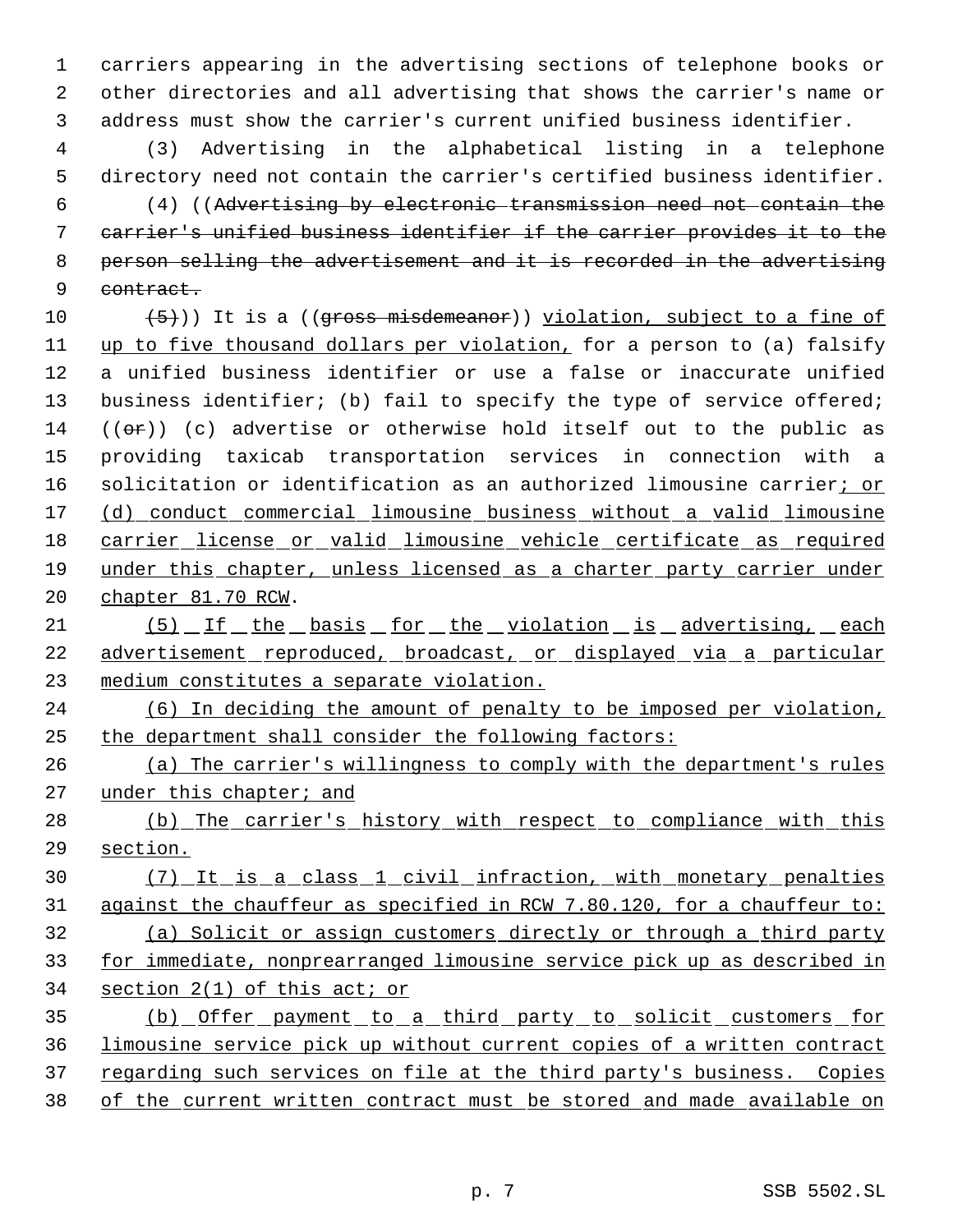carriers appearing in the advertising sections of telephone books or other directories and all advertising that shows the carrier's name or address must show the carrier's current unified business identifier.

(3) Advertising in the alphabetical listing in a telephone directory need not contain the carrier's certified business identifier.

(4) ((~~Advertising by electronic transmission need not contain the carrier's unified business identifier if the carrier provides it to the person selling the advertisement and it is recorded in the advertising contract.~~

~~(5)~~)) It is a ((~~gross misdemeanor~~)) violation, subject to a fine of up to five thousand dollars per violation, for a person to (a) falsify a unified business identifier or use a false or inaccurate unified business identifier; (b) fail to specify the type of service offered; ((~~or~~)) (c) advertise or otherwise hold itself out to the public as providing taxicab transportation services in connection with a solicitation or identification as an authorized limousine carrier; or (d) conduct commercial limousine business without a valid limousine carrier license or valid limousine vehicle certificate as required under this chapter, unless licensed as a charter party carrier under chapter 81.70 RCW.

(5) If the basis for the violation is advertising, each advertisement reproduced, broadcast, or displayed via a particular medium constitutes a separate violation.

(6) In deciding the amount of penalty to be imposed per violation, the department shall consider the following factors:

(a) The carrier's willingness to comply with the department's rules under this chapter; and

(b) The carrier's history with respect to compliance with this section.

(7) It is a class 1 civil infraction, with monetary penalties against the chauffeur as specified in RCW 7.80.120, for a chauffeur to:

(a) Solicit or assign customers directly or through a third party for immediate, nonprearranged limousine service pick up as described in section 2(1) of this act; or

(b) Offer payment to a third party to solicit customers for limousine service pick up without current copies of a written contract regarding such services on file at the third party's business. Copies of the current written contract must be stored and made available on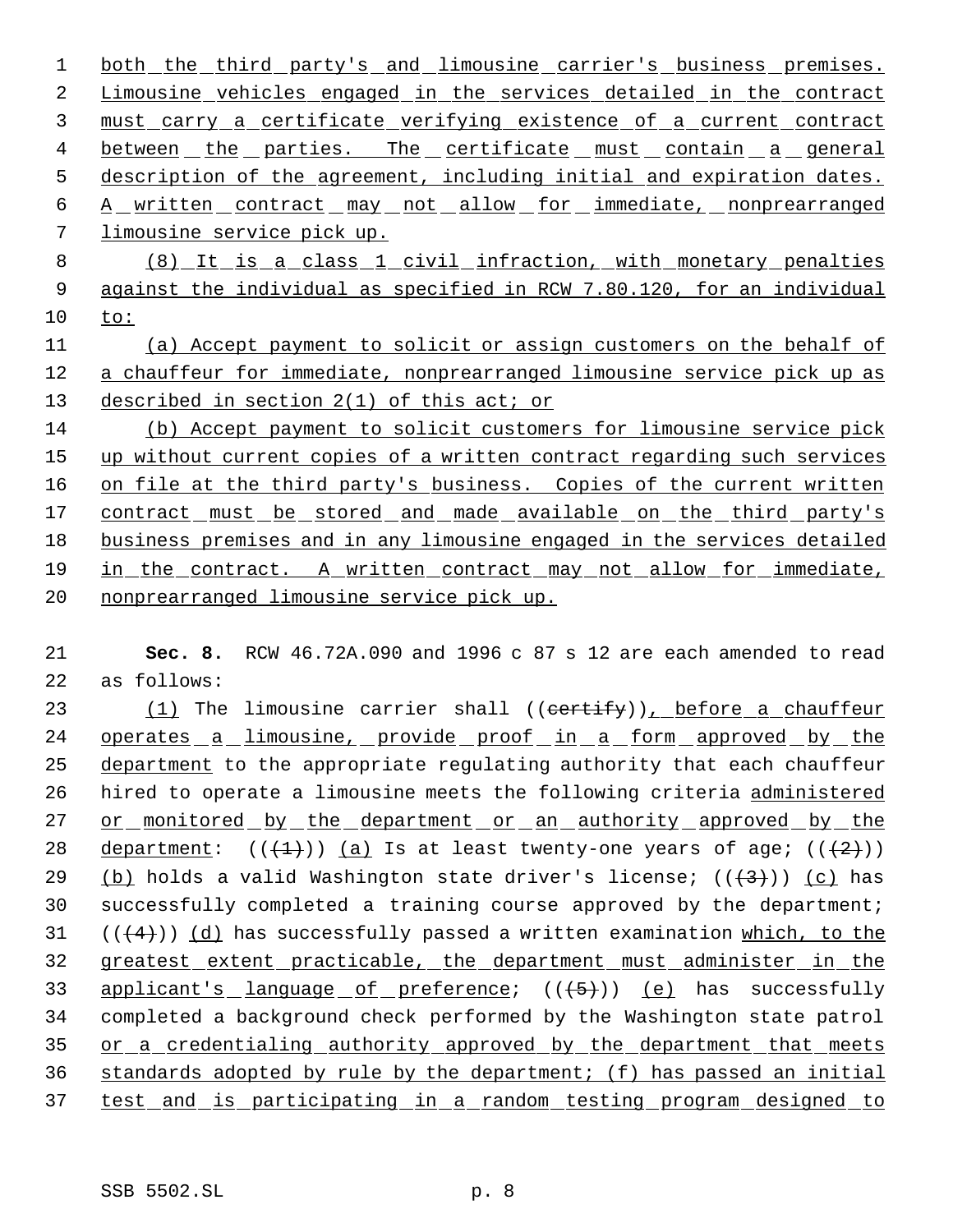both the third party's and limousine carrier's business premises. Limousine vehicles engaged in the services detailed in the contract must carry a certificate verifying existence of a current contract between the parties. The certificate must contain a general description of the agreement, including initial and expiration dates. A written contract may not allow for immediate, nonprearranged limousine service pick up.

(8) It is a class 1 civil infraction, with monetary penalties against the individual as specified in RCW 7.80.120, for an individual to:

(a) Accept payment to solicit or assign customers on the behalf of a chauffeur for immediate, nonprearranged limousine service pick up as described in section 2(1) of this act; or

(b) Accept payment to solicit customers for limousine service pick up without current copies of a written contract regarding such services on file at the third party's business. Copies of the current written contract must be stored and made available on the third party's business premises and in any limousine engaged in the services detailed in the contract. A written contract may not allow for immediate, nonprearranged limousine service pick up.

**Sec. 8.** RCW 46.72A.090 and 1996 c 87 s 12 are each amended to read as follows:

(1) The limousine carrier shall ((~~certify~~)), before a chauffeur operates a limousine, provide proof in a form approved by the department to the appropriate regulating authority that each chauffeur hired to operate a limousine meets the following criteria administered or monitored by the department or an authority approved by the department: ((~~(1)~~)) (a) Is at least twenty-one years of age; ((~~(2)~~)) (b) holds a valid Washington state driver's license; ((~~(3)~~)) (c) has successfully completed a training course approved by the department; ((~~(4)~~)) (d) has successfully passed a written examination which, to the greatest extent practicable, the department must administer in the applicant's language of preference; ((~~(5)~~)) (e) has successfully completed a background check performed by the Washington state patrol or a credentialing authority approved by the department that meets standards adopted by rule by the department; (f) has passed an initial test and is participating in a random testing program designed to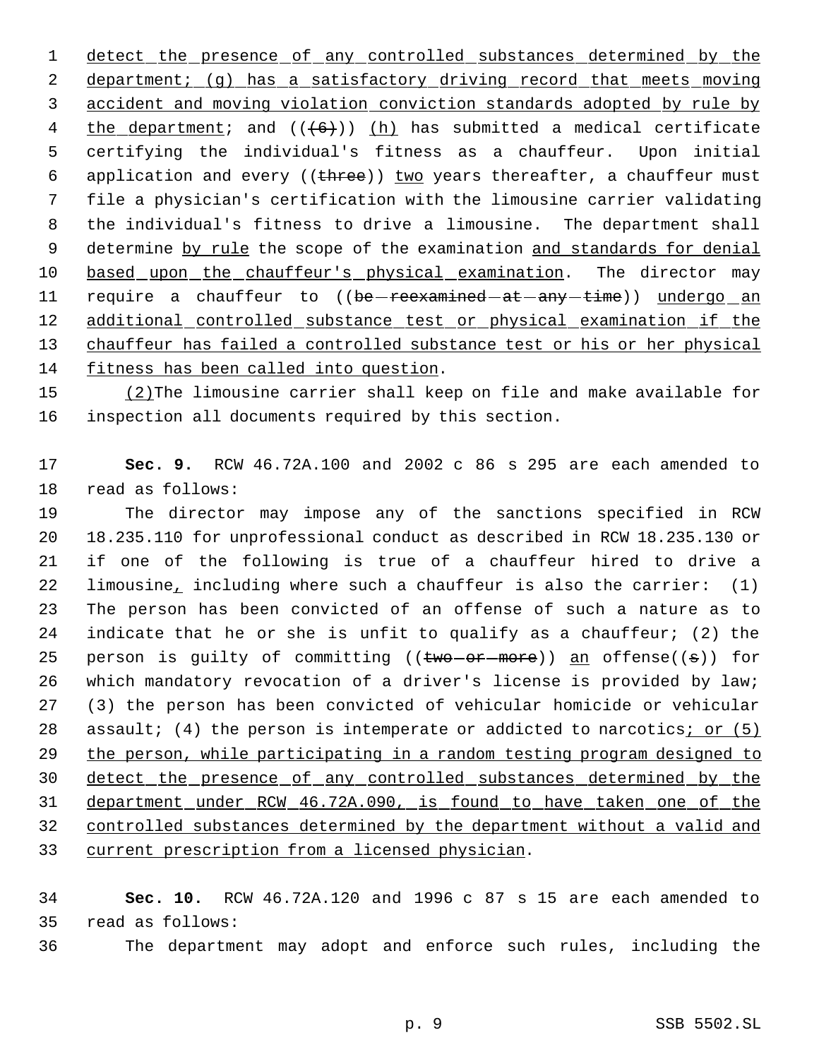detect the presence of any controlled substances determined by the department; (g) has a satisfactory driving record that meets moving accident and moving violation conviction standards adopted by rule by the department; and ((~~(6)~~)) (h) has submitted a medical certificate certifying the individual's fitness as a chauffeur. Upon initial application and every ((~~three~~)) two years thereafter, a chauffeur must file a physician's certification with the limousine carrier validating the individual's fitness to drive a limousine. The department shall determine by rule the scope of the examination and standards for denial based upon the chauffeur's physical examination. The director may require a chauffeur to ((~~be reexamined at any time~~)) undergo an additional controlled substance test or physical examination if the chauffeur has failed a controlled substance test or his or her physical fitness has been called into question.

(2)The limousine carrier shall keep on file and make available for inspection all documents required by this section.

**Sec. 9.** RCW 46.72A.100 and 2002 c 86 s 295 are each amended to read as follows:

The director may impose any of the sanctions specified in RCW 18.235.110 for unprofessional conduct as described in RCW 18.235.130 or if one of the following is true of a chauffeur hired to drive a limousine, including where such a chauffeur is also the carrier: (1) The person has been convicted of an offense of such a nature as to indicate that he or she is unfit to qualify as a chauffeur; (2) the person is guilty of committing ((~~two or more~~)) an offense((~~s~~)) for which mandatory revocation of a driver's license is provided by law; (3) the person has been convicted of vehicular homicide or vehicular assault; (4) the person is intemperate or addicted to narcotics; or (5) the person, while participating in a random testing program designed to detect the presence of any controlled substances determined by the department under RCW 46.72A.090, is found to have taken one of the controlled substances determined by the department without a valid and current prescription from a licensed physician.

**Sec. 10.** RCW 46.72A.120 and 1996 c 87 s 15 are each amended to read as follows:

The department may adopt and enforce such rules, including the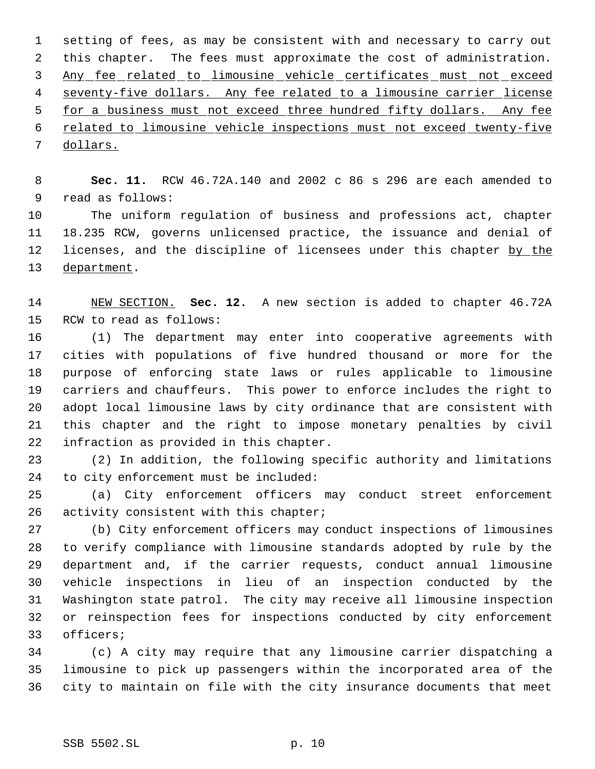setting of fees, as may be consistent with and necessary to carry out this chapter. The fees must approximate the cost of administration. Any fee related to limousine vehicle certificates must not exceed seventy-five dollars. Any fee related to a limousine carrier license for a business must not exceed three hundred fifty dollars. Any fee related to limousine vehicle inspections must not exceed twenty-five dollars.

**Sec. 11.** RCW 46.72A.140 and 2002 c 86 s 296 are each amended to read as follows:

The uniform regulation of business and professions act, chapter 18.235 RCW, governs unlicensed practice, the issuance and denial of licenses, and the discipline of licensees under this chapter by the department.

NEW SECTION. **Sec. 12.** A new section is added to chapter 46.72A RCW to read as follows:

(1) The department may enter into cooperative agreements with cities with populations of five hundred thousand or more for the purpose of enforcing state laws or rules applicable to limousine carriers and chauffeurs. This power to enforce includes the right to adopt local limousine laws by city ordinance that are consistent with this chapter and the right to impose monetary penalties by civil infraction as provided in this chapter.

(2) In addition, the following specific authority and limitations to city enforcement must be included:

(a) City enforcement officers may conduct street enforcement activity consistent with this chapter;

(b) City enforcement officers may conduct inspections of limousines to verify compliance with limousine standards adopted by rule by the department and, if the carrier requests, conduct annual limousine vehicle inspections in lieu of an inspection conducted by the Washington state patrol. The city may receive all limousine inspection or reinspection fees for inspections conducted by city enforcement officers;

(c) A city may require that any limousine carrier dispatching a limousine to pick up passengers within the incorporated area of the city to maintain on file with the city insurance documents that meet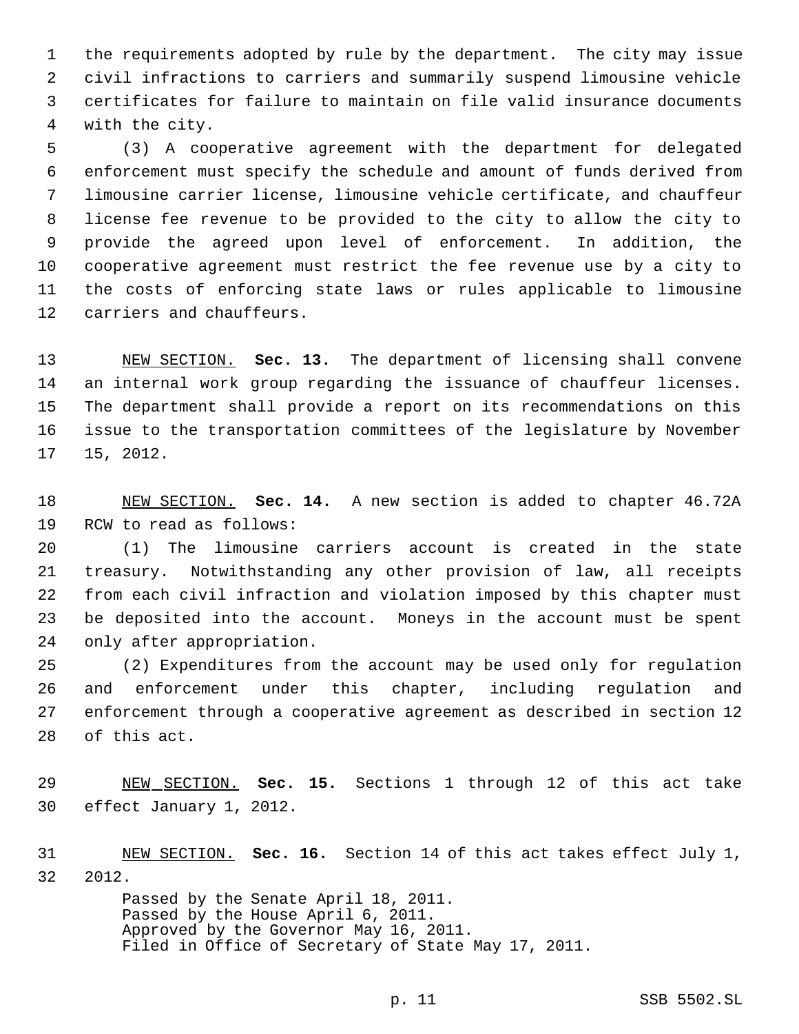the requirements adopted by rule by the department. The city may issue civil infractions to carriers and summarily suspend limousine vehicle certificates for failure to maintain on file valid insurance documents with the city.

(3) A cooperative agreement with the department for delegated enforcement must specify the schedule and amount of funds derived from limousine carrier license, limousine vehicle certificate, and chauffeur license fee revenue to be provided to the city to allow the city to provide the agreed upon level of enforcement. In addition, the cooperative agreement must restrict the fee revenue use by a city to the costs of enforcing state laws or rules applicable to limousine carriers and chauffeurs.

NEW SECTION. **Sec. 13.** The department of licensing shall convene an internal work group regarding the issuance of chauffeur licenses. The department shall provide a report on its recommendations on this issue to the transportation committees of the legislature by November 15, 2012.

NEW SECTION. **Sec. 14.** A new section is added to chapter 46.72A RCW to read as follows:

(1) The limousine carriers account is created in the state treasury. Notwithstanding any other provision of law, all receipts from each civil infraction and violation imposed by this chapter must be deposited into the account. Moneys in the account must be spent only after appropriation.

(2) Expenditures from the account may be used only for regulation and enforcement under this chapter, including regulation and enforcement through a cooperative agreement as described in section 12 of this act.

NEW SECTION. **Sec. 15.** Sections 1 through 12 of this act take effect January 1, 2012.

NEW SECTION. **Sec. 16.** Section 14 of this act takes effect July 1, 2012.

Passed by the Senate April 18, 2011.
Passed by the House April 6, 2011.
Approved by the Governor May 16, 2011.
Filed in Office of Secretary of State May 17, 2011.